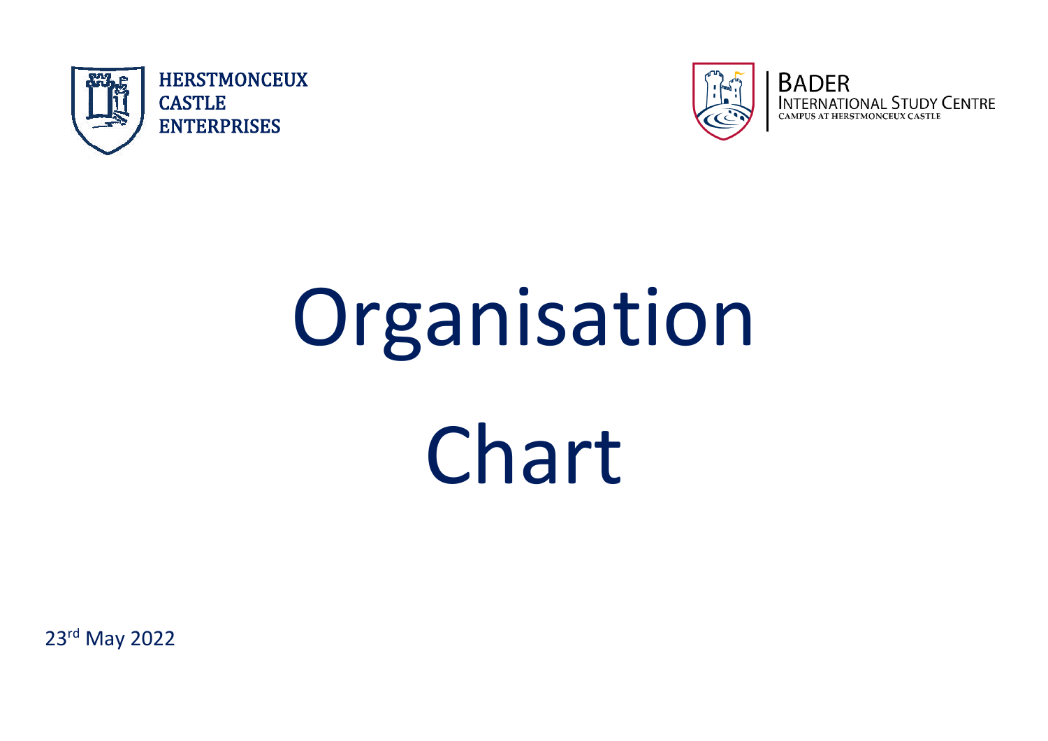HERSTMONCEUX CASTLE ENTERPRISES

BADER INTERNATIONAL STUDY CENTRE
CAMPUS AT HERSTMONCEUX CASTLE

# Organisation Chart

23rd May 2022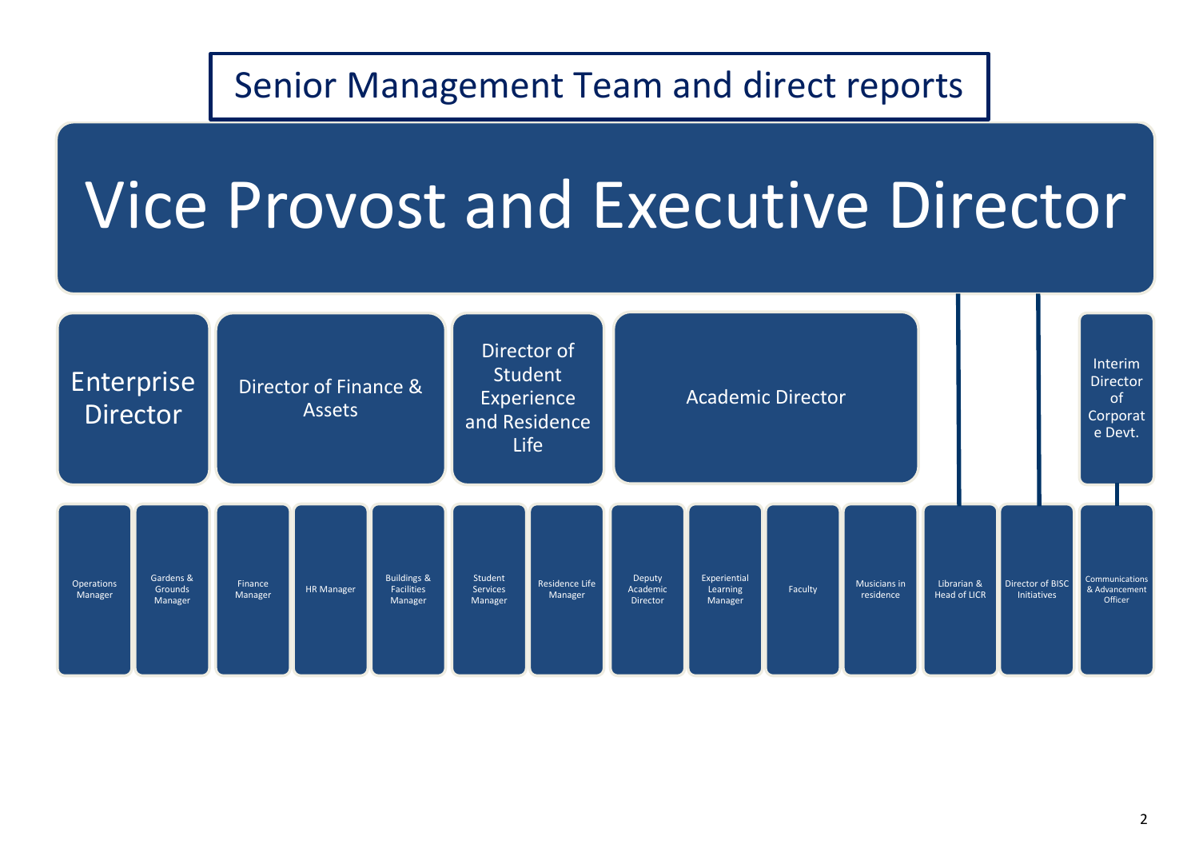# Senior Management Team and direct reports

## Vice Provost and Executive Director

- **Enterprise Director**
  - Operations Manager
  - Gardens & Grounds Manager
- **Director of Finance & Assets**
  - Finance Manager
  - HR Manager
  - Buildings & Facilities Manager
- **Director of Student Experience and Residence Life**
  - Student Services Manager
  - Residence Life Manager
- **Academic Director**
  - Deputy Academic Director
  - Experiential Learning Manager
  - Faculty
  - Musicians in residence
- Librarian & Head of LICR
- Director of BISC Initiatives
- **Interim Director of Corporate Devt.**
  - Communications & Advancement Officer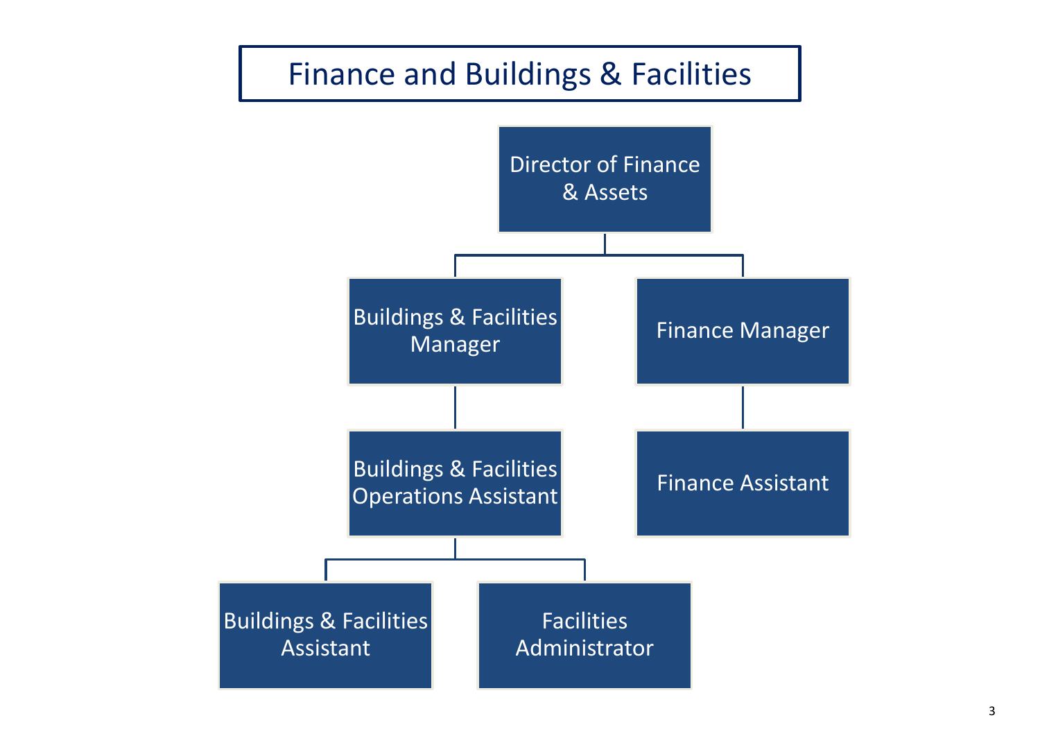# Finance and Buildings & Facilities

- Director of Finance & Assets
  - Buildings & Facilities Manager
    - Buildings & Facilities Operations Assistant
      - Buildings & Facilities Assistant
      - Facilities Administrator
  - Finance Manager
    - Finance Assistant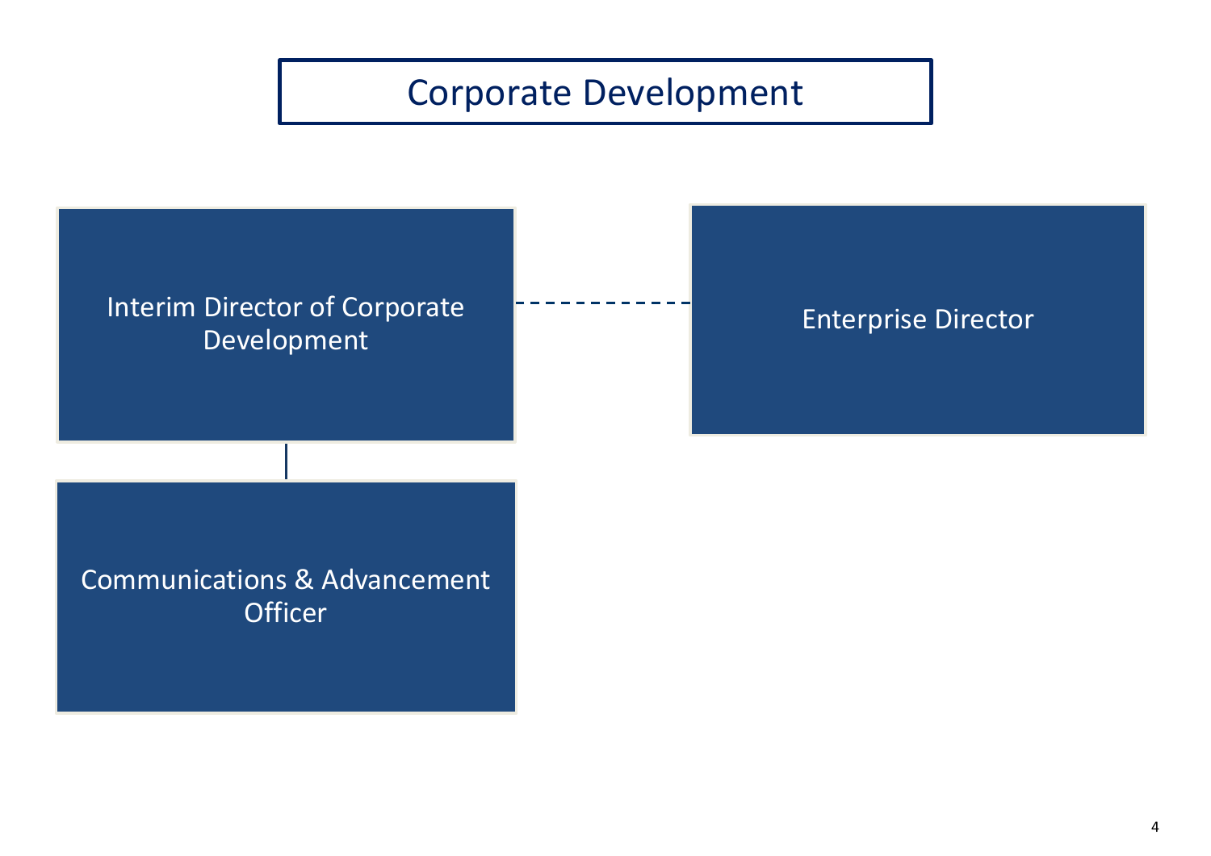# Corporate Development

- Interim Director of Corporate Development
  - Communications & Advancement Officer
- Enterprise Director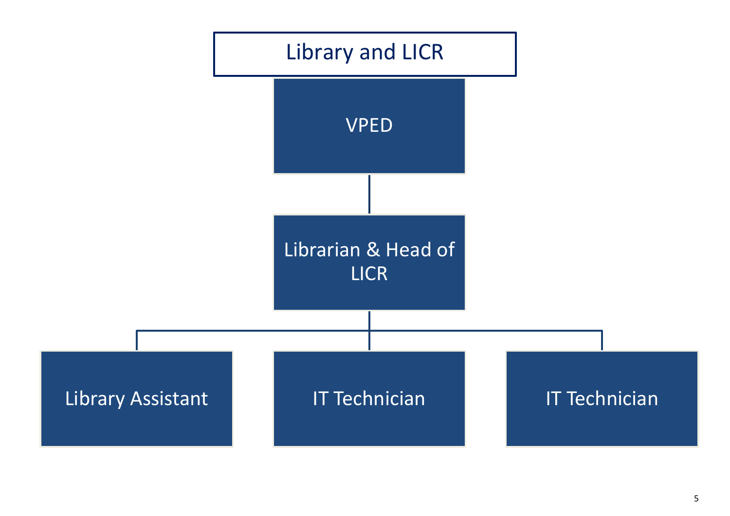# Library and LICR

- VPED
  - Librarian & Head of LICR
    - Library Assistant
    - IT Technician
    - IT Technician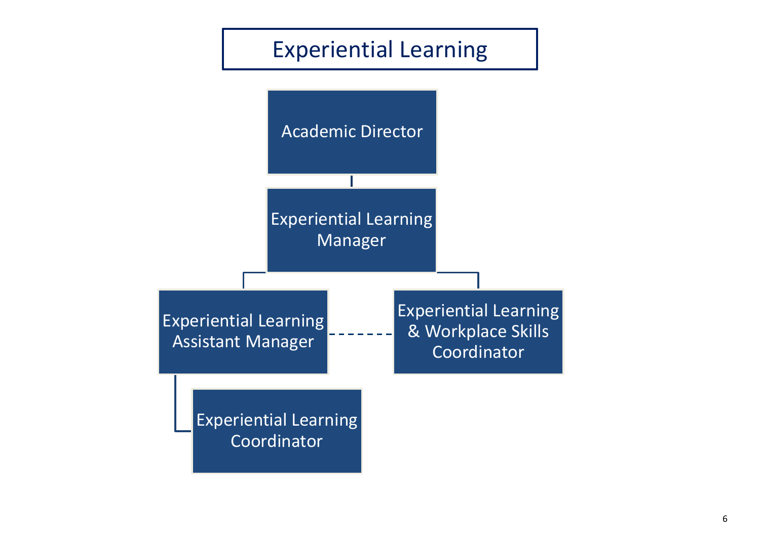# Experiential Learning

- Academic Director
  - Experiential Learning Manager
    - Experiential Learning Assistant Manager
      - Experiential Learning Coordinator
    - Experiential Learning & Workplace Skills Coordinator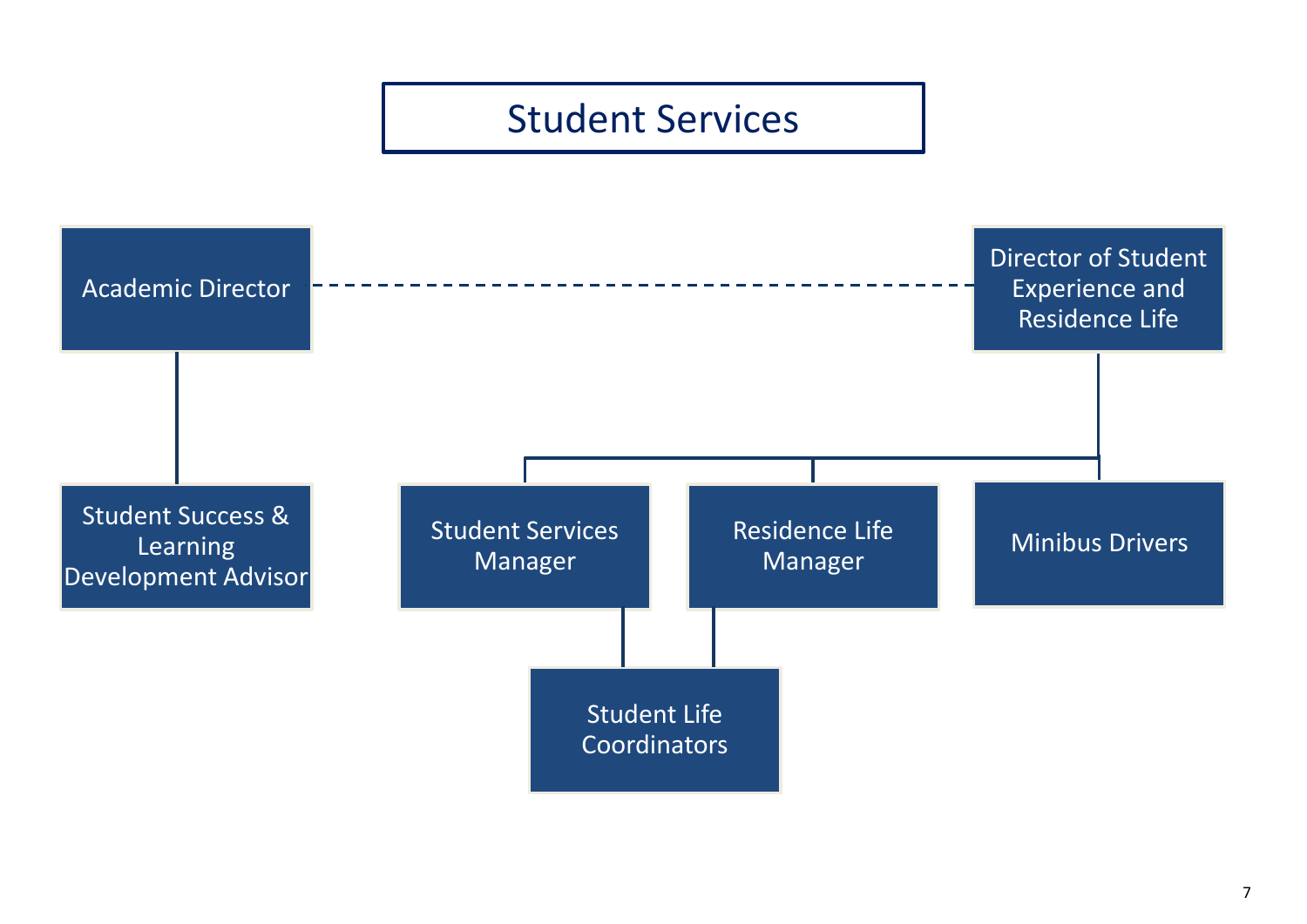# Student Services

- Academic Director
  - Student Success & Learning Development Advisor
- Director of Student Experience and Residence Life
  - Student Services Manager
    - Student Life Coordinators
  - Residence Life Manager
    - Student Life Coordinators
  - Minibus Drivers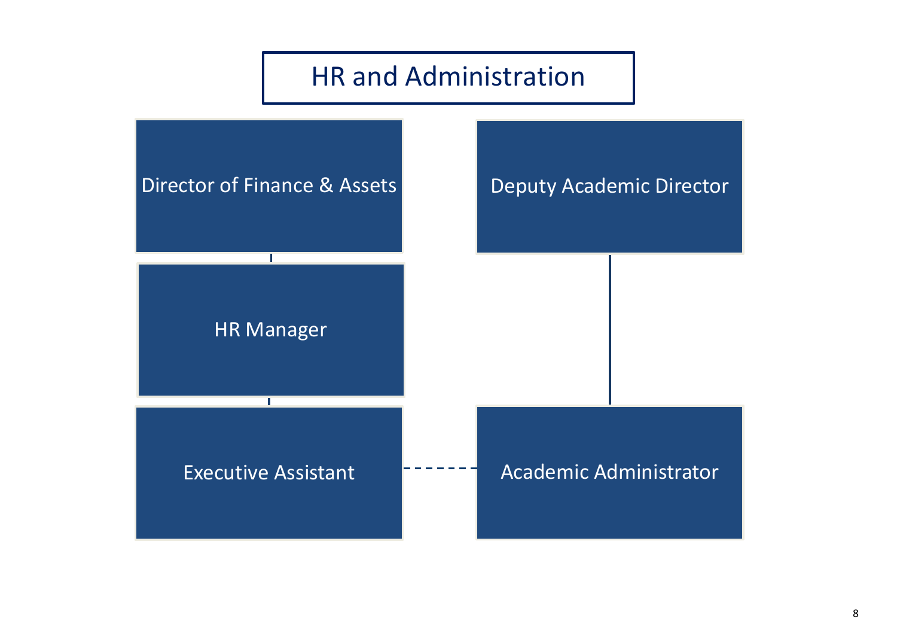# HR and Administration

Director of Finance & Assets

HR Manager

Executive Assistant

Deputy Academic Director

Academic Administrator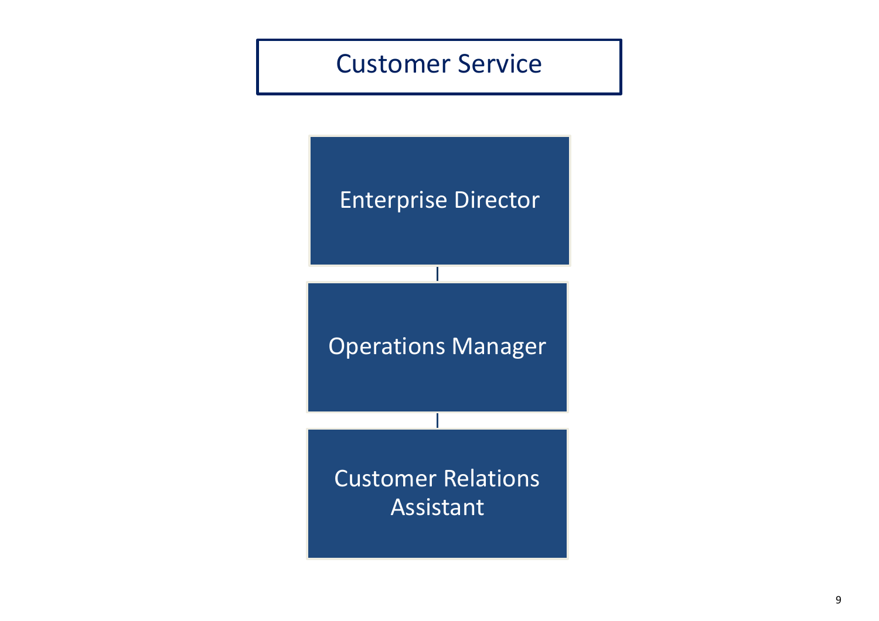# Customer Service

- Enterprise Director
  - Operations Manager
    - Customer Relations Assistant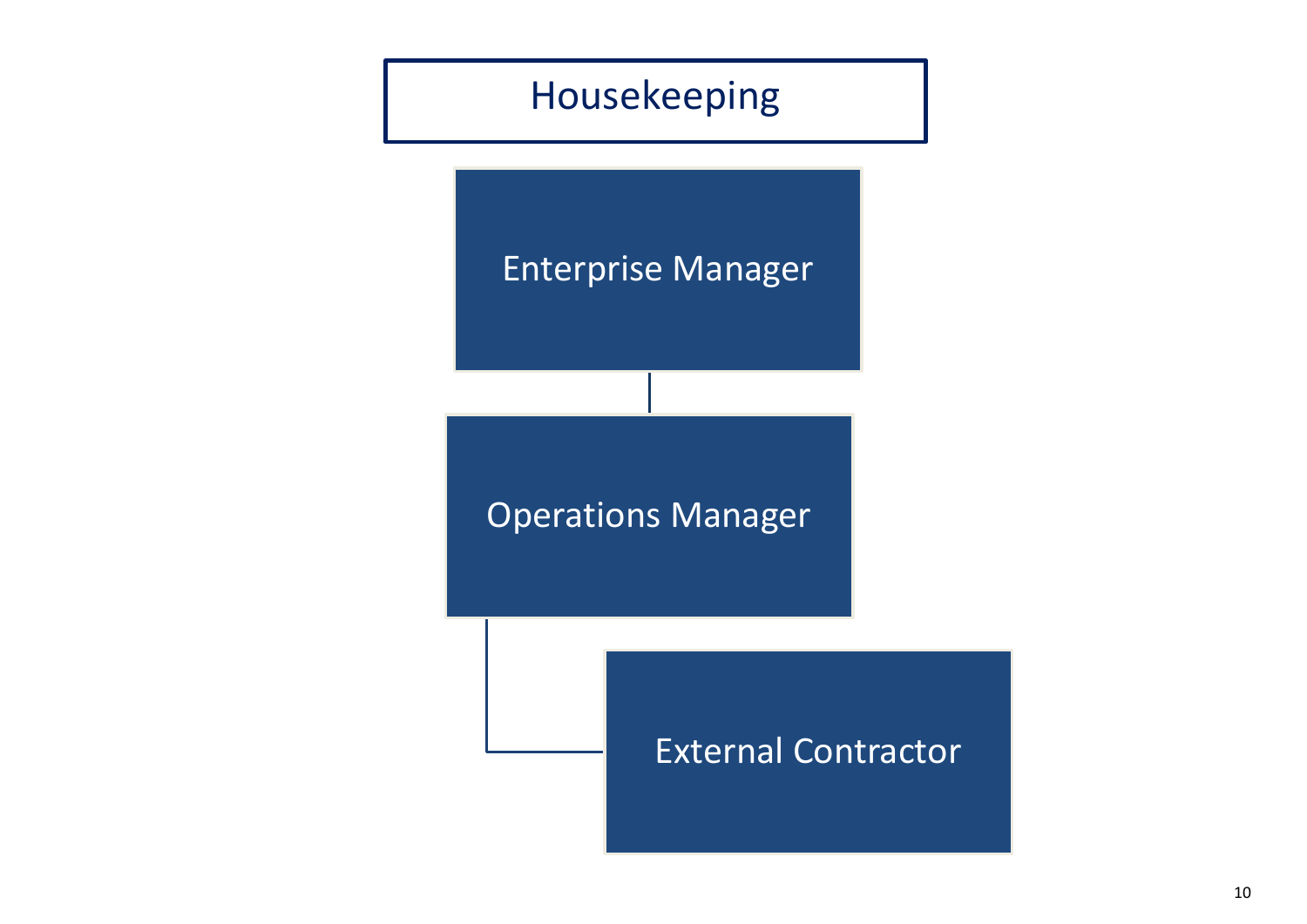# Housekeeping

- Enterprise Manager
  - Operations Manager
    - External Contractor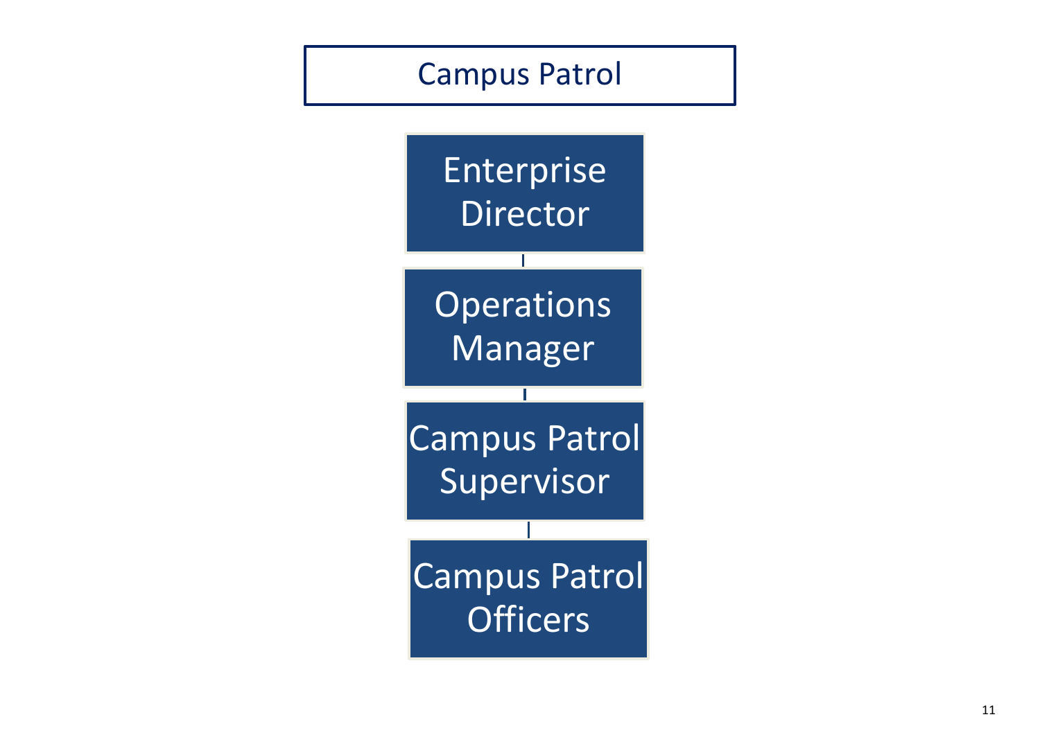# Campus Patrol

- Enterprise Director
  - Operations Manager
    - Campus Patrol Supervisor
      - Campus Patrol Officers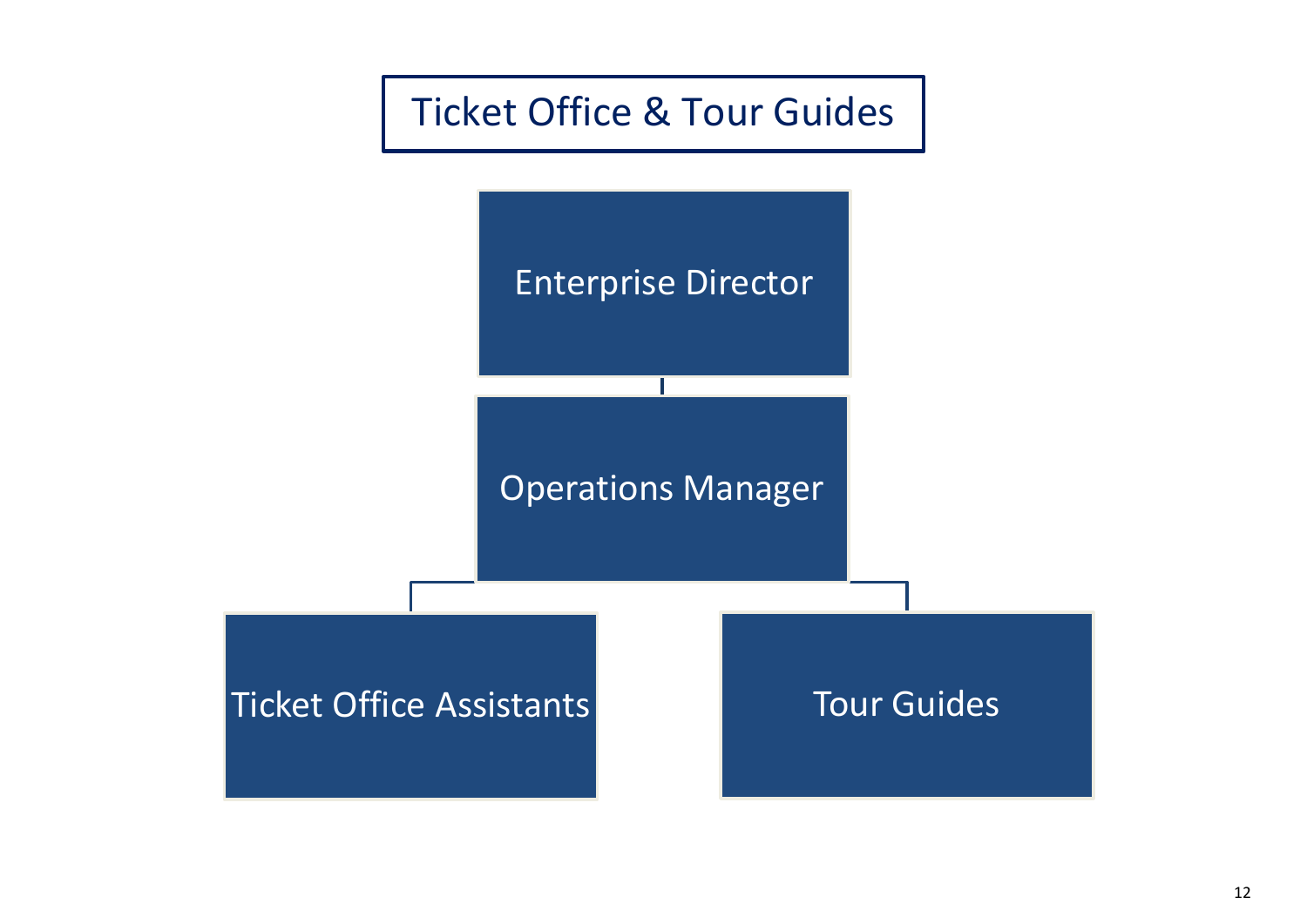# Ticket Office & Tour Guides

- Enterprise Director
  - Operations Manager
    - Ticket Office Assistants
    - Tour Guides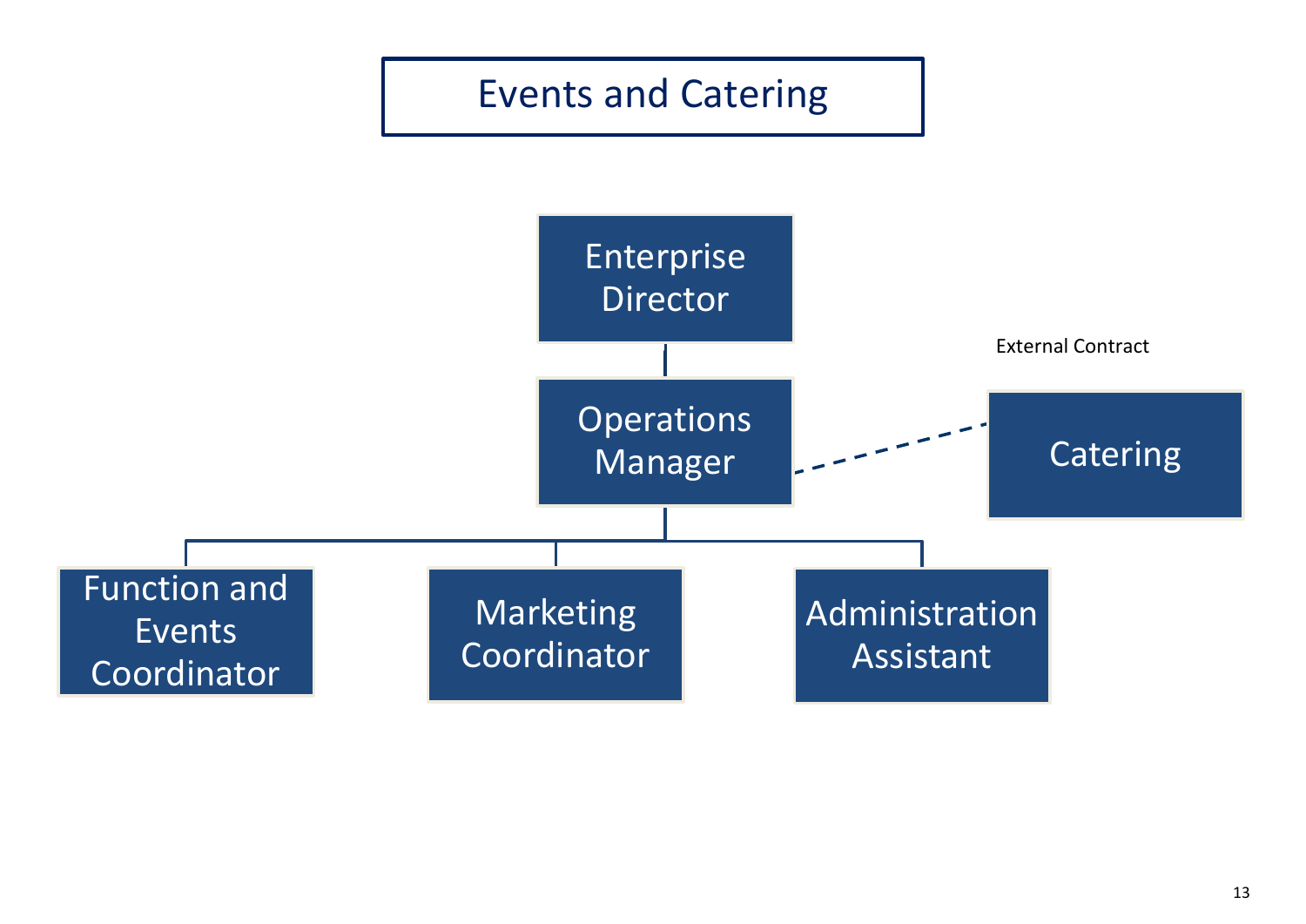# Events and Catering

- Enterprise Director
  - Operations Manager
    - Function and Events Coordinator
    - Marketing Coordinator
    - Administration Assistant
    - Catering (External Contract)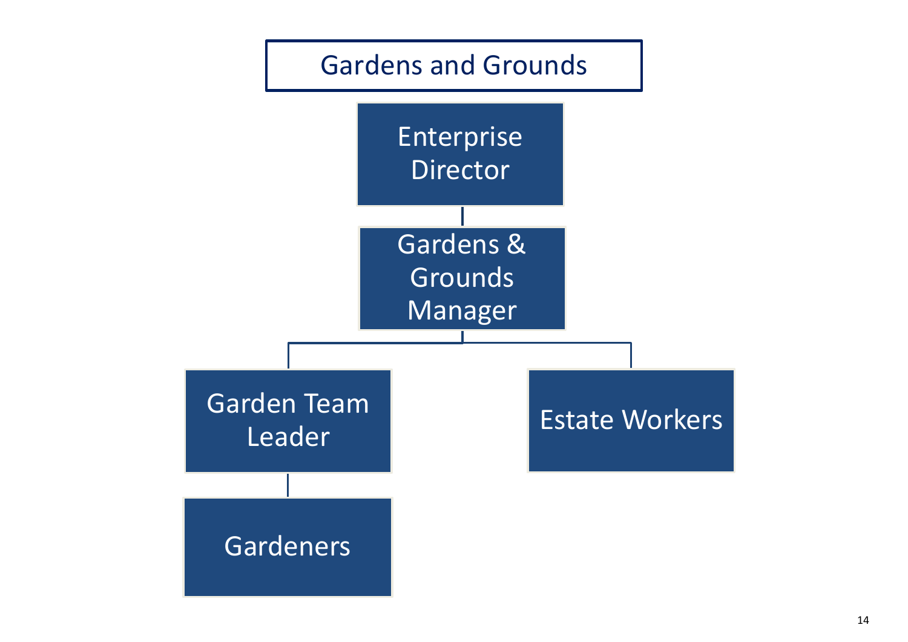# Gardens and Grounds

Enterprise Director

Gardens & Grounds Manager

Garden Team Leader

Estate Workers

Gardeners